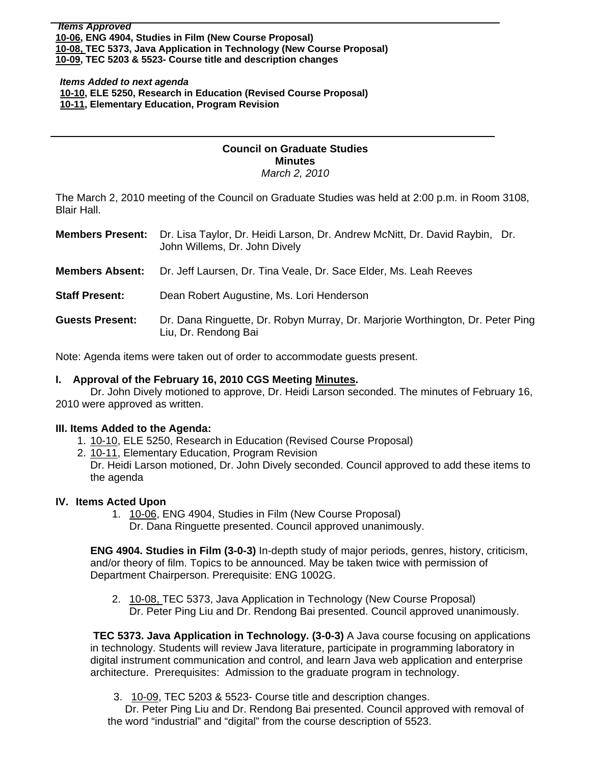***Items Approved***

**10-06, ENG 4904, Studies in Film (New Course Proposal)**
**10-08, TEC 5373, Java Application in Technology (New Course Proposal)**
**10-09, TEC 5203 & 5523- Course title and description changes**

***Items Added to next agenda***

**10-10, ELE 5250, Research in Education (Revised Course Proposal)**
**10-11, Elementary Education, Program Revision**

---

**Council on Graduate Studies**
**Minutes**
*March 2, 2010*

The March 2, 2010 meeting of the Council on Graduate Studies was held at 2:00 p.m. in Room 3108, Blair Hall.

**Members Present:** Dr. Lisa Taylor, Dr. Heidi Larson, Dr. Andrew McNitt, Dr. David Raybin, Dr. John Willems, Dr. John Dively

**Members Absent:** Dr. Jeff Laursen, Dr. Tina Veale, Dr. Sace Elder, Ms. Leah Reeves

**Staff Present:** Dean Robert Augustine, Ms. Lori Henderson

**Guests Present:** Dr. Dana Ringuette, Dr. Robyn Murray, Dr. Marjorie Worthington, Dr. Peter Ping Liu, Dr. Rendong Bai

Note: Agenda items were taken out of order to accommodate guests present.

**I. Approval of the February 16, 2010 CGS Meeting Minutes.**

Dr. John Dively motioned to approve, Dr. Heidi Larson seconded. The minutes of February 16, 2010 were approved as written.

**III. Items Added to the Agenda:**

1. 10-10, ELE 5250, Research in Education (Revised Course Proposal)
2. 10-11, Elementary Education, Program Revision
   Dr. Heidi Larson motioned, Dr. John Dively seconded. Council approved to add these items to the agenda

**IV. Items Acted Upon**

1. 10-06, ENG 4904, Studies in Film (New Course Proposal)
   Dr. Dana Ringuette presented. Council approved unanimously.

**ENG 4904. Studies in Film (3-0-3)** In-depth study of major periods, genres, history, criticism, and/or theory of film. Topics to be announced. May be taken twice with permission of Department Chairperson. Prerequisite: ENG 1002G.

2. 10-08, TEC 5373, Java Application in Technology (New Course Proposal)
   Dr. Peter Ping Liu and Dr. Rendong Bai presented. Council approved unanimously.

**TEC 5373. Java Application in Technology. (3-0-3)** A Java course focusing on applications in technology. Students will review Java literature, participate in programming laboratory in digital instrument communication and control, and learn Java web application and enterprise architecture. Prerequisites: Admission to the graduate program in technology.

3. 10-09, TEC 5203 & 5523- Course title and description changes.
   Dr. Peter Ping Liu and Dr. Rendong Bai presented. Council approved with removal of the word "industrial" and "digital" from the course description of 5523.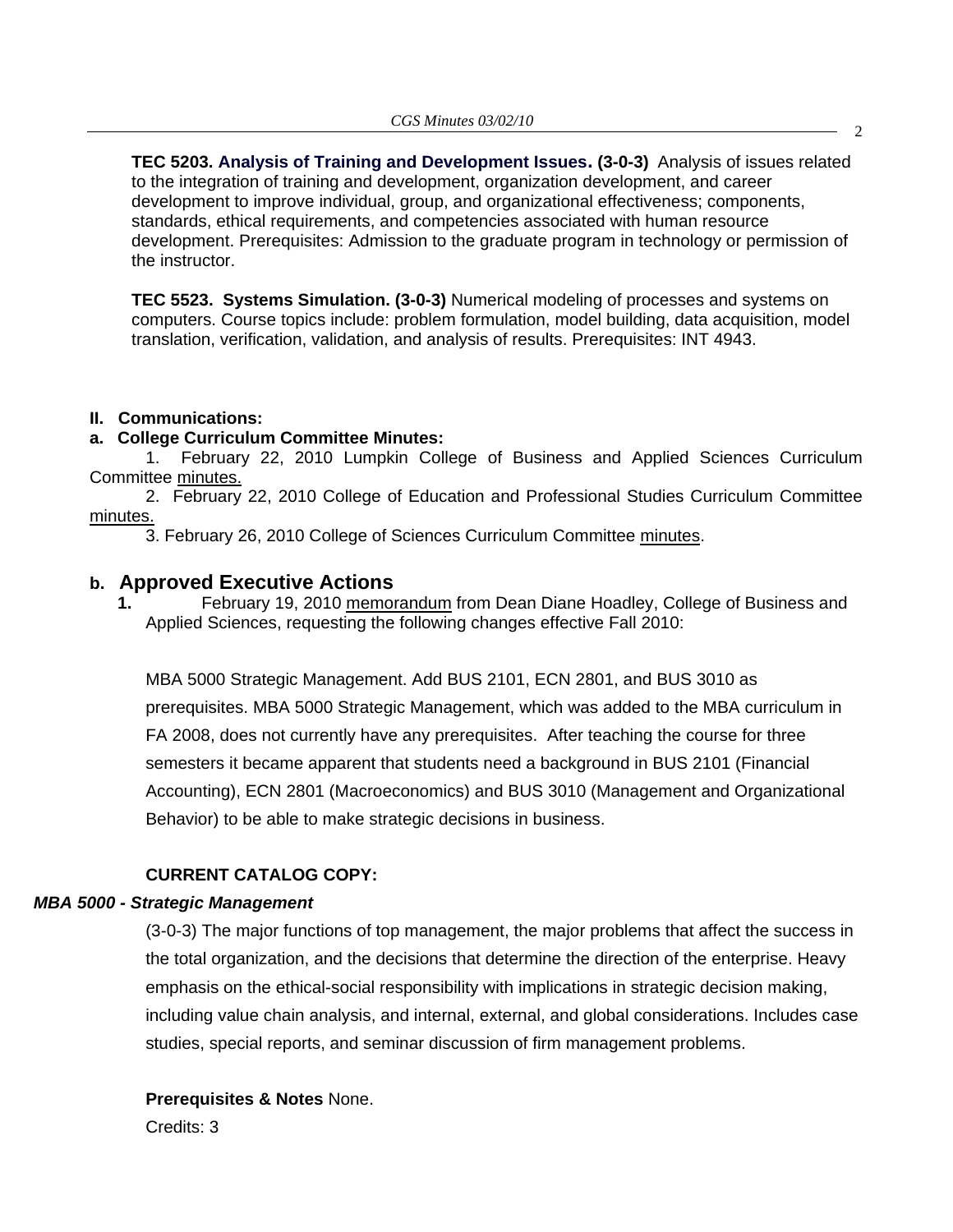**TEC 5203. Analysis of Training and Development Issues. (3-0-3)** Analysis of issues related to the integration of training and development, organization development, and career development to improve individual, group, and organizational effectiveness; components, standards, ethical requirements, and competencies associated with human resource development. Prerequisites: Admission to the graduate program in technology or permission of the instructor.

**TEC 5523. Systems Simulation. (3-0-3)** Numerical modeling of processes and systems on computers. Course topics include: problem formulation, model building, data acquisition, model translation, verification, validation, and analysis of results. Prerequisites: INT 4943.

**II. Communications:**

**a. College Curriculum Committee Minutes:**

1. February 22, 2010 Lumpkin College of Business and Applied Sciences Curriculum Committee minutes.
2. February 22, 2010 College of Education and Professional Studies Curriculum Committee minutes.
3. February 26, 2010 College of Sciences Curriculum Committee minutes.

## b. Approved Executive Actions

**1.** February 19, 2010 memorandum from Dean Diane Hoadley, College of Business and Applied Sciences, requesting the following changes effective Fall 2010:

MBA 5000 Strategic Management. Add BUS 2101, ECN 2801, and BUS 3010 as prerequisites. MBA 5000 Strategic Management, which was added to the MBA curriculum in FA 2008, does not currently have any prerequisites. After teaching the course for three semesters it became apparent that students need a background in BUS 2101 (Financial Accounting), ECN 2801 (Macroeconomics) and BUS 3010 (Management and Organizational Behavior) to be able to make strategic decisions in business.

**CURRENT CATALOG COPY:**

***MBA 5000 - Strategic Management***

(3-0-3) The major functions of top management, the major problems that affect the success in the total organization, and the decisions that determine the direction of the enterprise. Heavy emphasis on the ethical-social responsibility with implications in strategic decision making, including value chain analysis, and internal, external, and global considerations. Includes case studies, special reports, and seminar discussion of firm management problems.

**Prerequisites & Notes** None.

Credits: 3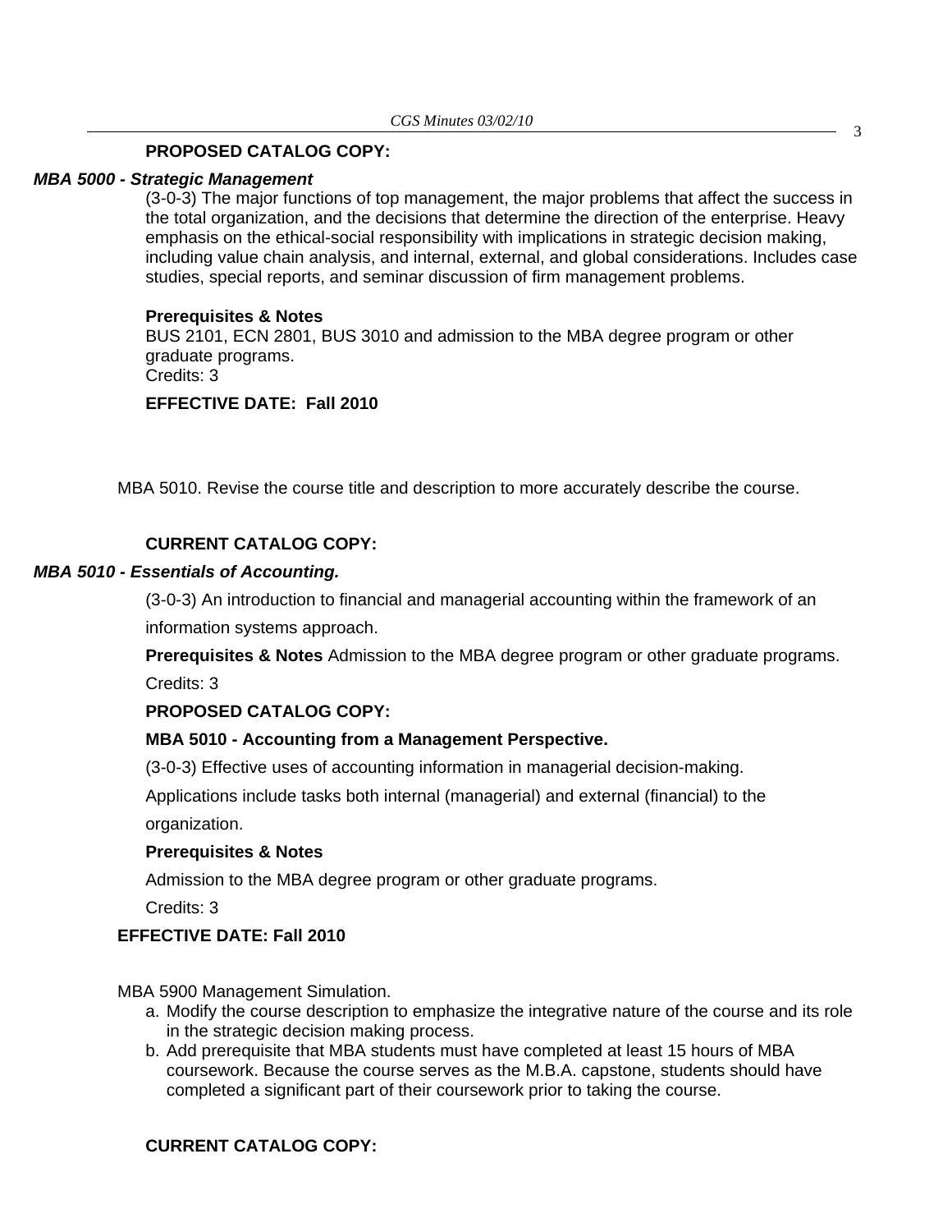**PROPOSED CATALOG COPY:**

***MBA 5000 - Strategic Management***

(3-0-3) The major functions of top management, the major problems that affect the success in the total organization, and the decisions that determine the direction of the enterprise. Heavy emphasis on the ethical-social responsibility with implications in strategic decision making, including value chain analysis, and internal, external, and global considerations. Includes case studies, special reports, and seminar discussion of firm management problems.

**Prerequisites & Notes**

BUS 2101, ECN 2801, BUS 3010 and admission to the MBA degree program or other graduate programs.

Credits: 3

**EFFECTIVE DATE: Fall 2010**

MBA 5010. Revise the course title and description to more accurately describe the course.

**CURRENT CATALOG COPY:**

***MBA 5010 - Essentials of Accounting.***

(3-0-3) An introduction to financial and managerial accounting within the framework of an information systems approach.

**Prerequisites & Notes** Admission to the MBA degree program or other graduate programs.

Credits: 3

**PROPOSED CATALOG COPY:**

**MBA 5010 - Accounting from a Management Perspective.**

(3-0-3) Effective uses of accounting information in managerial decision-making.

Applications include tasks both internal (managerial) and external (financial) to the organization.

**Prerequisites & Notes**

Admission to the MBA degree program or other graduate programs.

Credits: 3

**EFFECTIVE DATE: Fall 2010**

MBA 5900 Management Simulation.

a. Modify the course description to emphasize the integrative nature of the course and its role in the strategic decision making process.
b. Add prerequisite that MBA students must have completed at least 15 hours of MBA coursework. Because the course serves as the M.B.A. capstone, students should have completed a significant part of their coursework prior to taking the course.

**CURRENT CATALOG COPY:**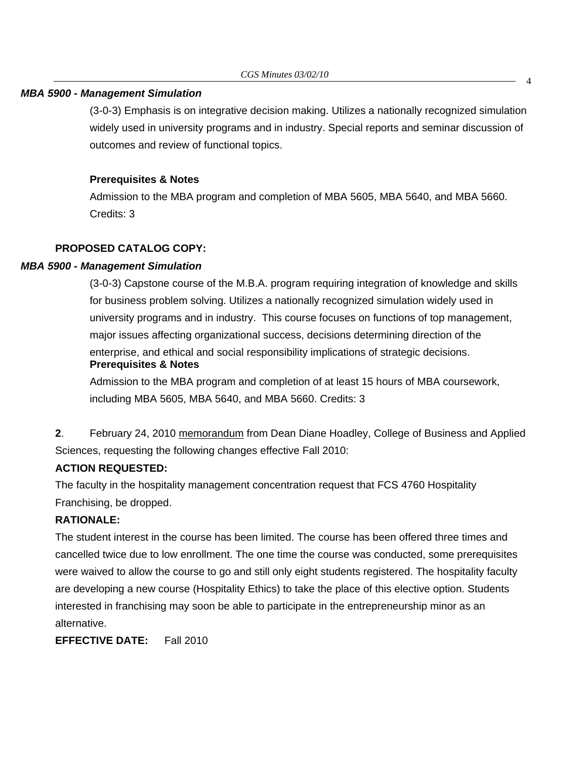***MBA 5900 - Management Simulation***

(3-0-3) Emphasis is on integrative decision making. Utilizes a nationally recognized simulation widely used in university programs and in industry. Special reports and seminar discussion of outcomes and review of functional topics.

**Prerequisites & Notes**

Admission to the MBA program and completion of MBA 5605, MBA 5640, and MBA 5660. Credits: 3

**PROPOSED CATALOG COPY:**

***MBA 5900 - Management Simulation***

(3-0-3) Capstone course of the M.B.A. program requiring integration of knowledge and skills for business problem solving. Utilizes a nationally recognized simulation widely used in university programs and in industry. This course focuses on functions of top management, major issues affecting organizational success, decisions determining direction of the enterprise, and ethical and social responsibility implications of strategic decisions.

**Prerequisites & Notes**

Admission to the MBA program and completion of at least 15 hours of MBA coursework, including MBA 5605, MBA 5640, and MBA 5660. Credits: 3

**2**. February 24, 2010 memorandum from Dean Diane Hoadley, College of Business and Applied Sciences, requesting the following changes effective Fall 2010:

**ACTION REQUESTED:**

The faculty in the hospitality management concentration request that FCS 4760 Hospitality Franchising, be dropped.

**RATIONALE:**

The student interest in the course has been limited. The course has been offered three times and cancelled twice due to low enrollment. The one time the course was conducted, some prerequisites were waived to allow the course to go and still only eight students registered. The hospitality faculty are developing a new course (Hospitality Ethics) to take the place of this elective option. Students interested in franchising may soon be able to participate in the entrepreneurship minor as an alternative.

**EFFECTIVE DATE:** Fall 2010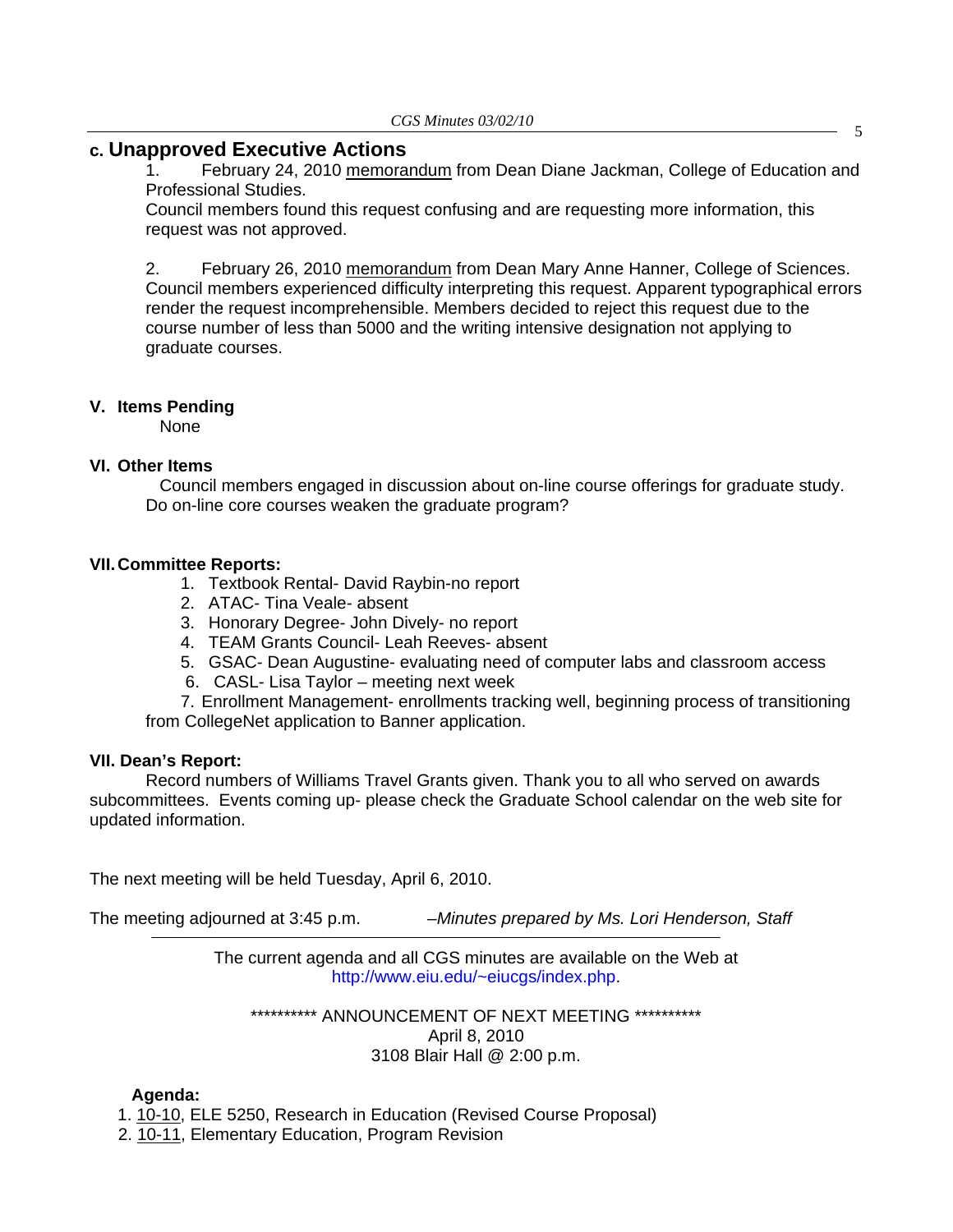### c. Unapproved Executive Actions

1. February 24, 2010 memorandum from Dean Diane Jackman, College of Education and Professional Studies.
Council members found this request confusing and are requesting more information, this request was not approved.

2. February 26, 2010 memorandum from Dean Mary Anne Hanner, College of Sciences. Council members experienced difficulty interpreting this request. Apparent typographical errors render the request incomprehensible. Members decided to reject this request due to the course number of less than 5000 and the writing intensive designation not applying to graduate courses.

## V. Items Pending

None

## VI. Other Items

Council members engaged in discussion about on-line course offerings for graduate study. Do on-line core courses weaken the graduate program?

## VII. Committee Reports:

1. Textbook Rental- David Raybin-no report
2. ATAC- Tina Veale- absent
3. Honorary Degree- John Dively- no report
4. TEAM Grants Council- Leah Reeves- absent
5. GSAC- Dean Augustine- evaluating need of computer labs and classroom access
6. CASL- Lisa Taylor – meeting next week
7. Enrollment Management- enrollments tracking well, beginning process of transitioning from CollegeNet application to Banner application.

## VII. Dean's Report:

Record numbers of Williams Travel Grants given. Thank you to all who served on awards subcommittees. Events coming up- please check the Graduate School calendar on the web site for updated information.

The next meeting will be held Tuesday, April 6, 2010.

The meeting adjourned at 3:45 p.m. *–Minutes prepared by Ms. Lori Henderson, Staff*

---

The current agenda and all CGS minutes are available on the Web at http://www.eiu.edu/~eiucgs/index.php.

********** ANNOUNCEMENT OF NEXT MEETING **********
April 8, 2010
3108 Blair Hall @ 2:00 p.m.

**Agenda:**

1. 10-10, ELE 5250, Research in Education (Revised Course Proposal)
2. 10-11, Elementary Education, Program Revision